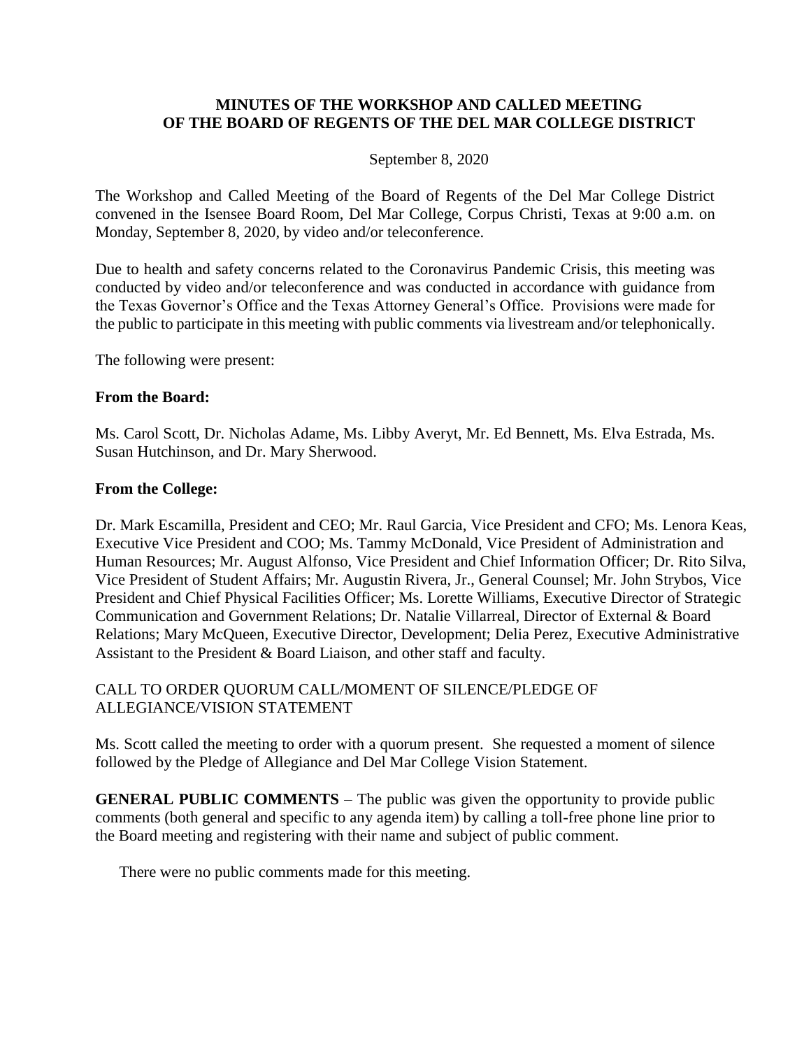# MINUTES OF THE WORKSHOP AND CALLED MEETING OF THE BOARD OF REGENTS OF THE DEL MAR COLLEGE DISTRICT

September 8, 2020

The Workshop and Called Meeting of the Board of Regents of the Del Mar College District convened in the Isensee Board Room, Del Mar College, Corpus Christi, Texas at 9:00 a.m. on Monday, September 8, 2020, by video and/or teleconference.

Due to health and safety concerns related to the Coronavirus Pandemic Crisis, this meeting was conducted by video and/or teleconference and was conducted in accordance with guidance from the Texas Governor's Office and the Texas Attorney General's Office. Provisions were made for the public to participate in this meeting with public comments via livestream and/or telephonically.

The following were present:

**From the Board:**

Ms. Carol Scott, Dr. Nicholas Adame, Ms. Libby Averyt, Mr. Ed Bennett, Ms. Elva Estrada, Ms. Susan Hutchinson, and Dr. Mary Sherwood.

**From the College:**

Dr. Mark Escamilla, President and CEO; Mr. Raul Garcia, Vice President and CFO; Ms. Lenora Keas, Executive Vice President and COO; Ms. Tammy McDonald, Vice President of Administration and Human Resources; Mr. August Alfonso, Vice President and Chief Information Officer; Dr. Rito Silva, Vice President of Student Affairs; Mr. Augustin Rivera, Jr., General Counsel; Mr. John Strybos, Vice President and Chief Physical Facilities Officer; Ms. Lorette Williams, Executive Director of Strategic Communication and Government Relations; Dr. Natalie Villarreal, Director of External & Board Relations; Mary McQueen, Executive Director, Development; Delia Perez, Executive Administrative Assistant to the President & Board Liaison, and other staff and faculty.

CALL TO ORDER QUORUM CALL/MOMENT OF SILENCE/PLEDGE OF ALLEGIANCE/VISION STATEMENT

Ms. Scott called the meeting to order with a quorum present. She requested a moment of silence followed by the Pledge of Allegiance and Del Mar College Vision Statement.

**GENERAL PUBLIC COMMENTS** – The public was given the opportunity to provide public comments (both general and specific to any agenda item) by calling a toll-free phone line prior to the Board meeting and registering with their name and subject of public comment.

There were no public comments made for this meeting.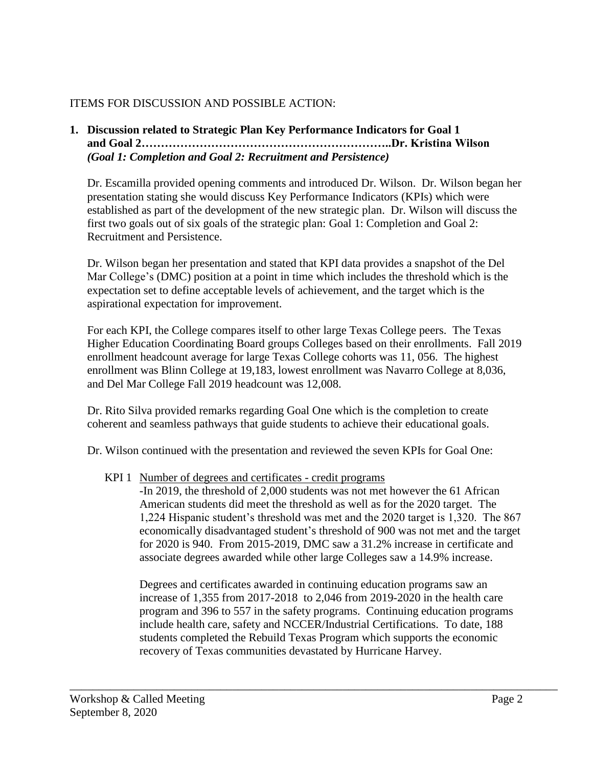ITEMS FOR DISCUSSION AND POSSIBLE ACTION:

1. **Discussion related to Strategic Plan Key Performance Indicators for Goal 1 and Goal 2……………………………………………………..Dr. Kristina Wilson** ***(Goal 1: Completion and Goal 2: Recruitment and Persistence)***

   Dr. Escamilla provided opening comments and introduced Dr. Wilson. Dr. Wilson began her presentation stating she would discuss Key Performance Indicators (KPIs) which were established as part of the development of the new strategic plan. Dr. Wilson will discuss the first two goals out of six goals of the strategic plan: Goal 1: Completion and Goal 2: Recruitment and Persistence.

   Dr. Wilson began her presentation and stated that KPI data provides a snapshot of the Del Mar College's (DMC) position at a point in time which includes the threshold which is the expectation set to define acceptable levels of achievement, and the target which is the aspirational expectation for improvement.

   For each KPI, the College compares itself to other large Texas College peers. The Texas Higher Education Coordinating Board groups Colleges based on their enrollments. Fall 2019 enrollment headcount average for large Texas College cohorts was 11, 056. The highest enrollment was Blinn College at 19,183, lowest enrollment was Navarro College at 8,036, and Del Mar College Fall 2019 headcount was 12,008.

   Dr. Rito Silva provided remarks regarding Goal One which is the completion to create coherent and seamless pathways that guide students to achieve their educational goals.

   Dr. Wilson continued with the presentation and reviewed the seven KPIs for Goal One:

   KPI 1 Number of degrees and certificates - credit programs

   -In 2019, the threshold of 2,000 students was not met however the 61 African American students did meet the threshold as well as for the 2020 target. The 1,224 Hispanic student's threshold was met and the 2020 target is 1,320. The 867 economically disadvantaged student's threshold of 900 was not met and the target for 2020 is 940. From 2015-2019, DMC saw a 31.2% increase in certificate and associate degrees awarded while other large Colleges saw a 14.9% increase.

   Degrees and certificates awarded in continuing education programs saw an increase of 1,355 from 2017-2018 to 2,046 from 2019-2020 in the health care program and 396 to 557 in the safety programs. Continuing education programs include health care, safety and NCCER/Industrial Certifications. To date, 188 students completed the Rebuild Texas Program which supports the economic recovery of Texas communities devastated by Hurricane Harvey.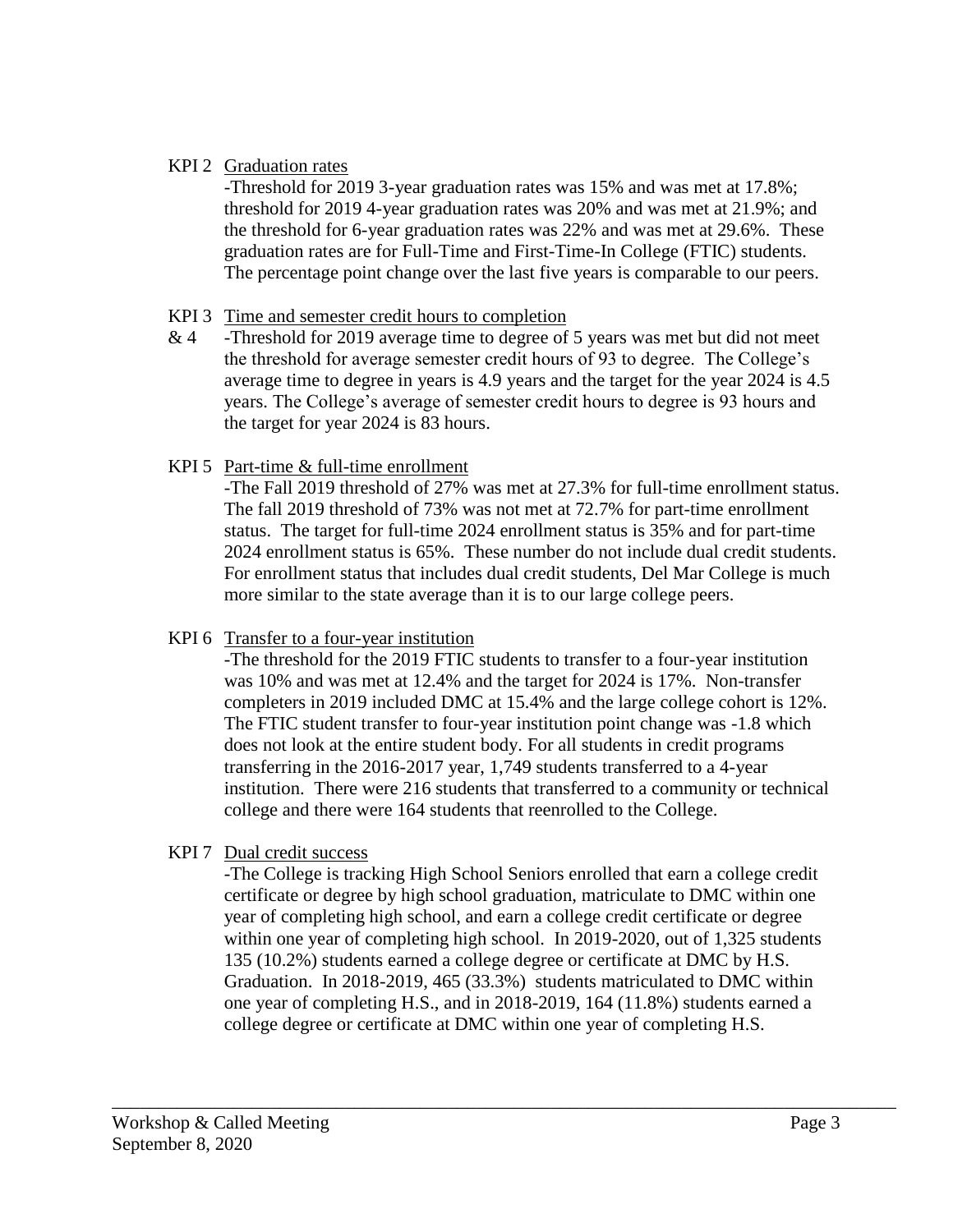KPI 2 <u>Graduation rates</u>

-Threshold for 2019 3-year graduation rates was 15% and was met at 17.8%; threshold for 2019 4-year graduation rates was 20% and was met at 21.9%; and the threshold for 6-year graduation rates was 22% and was met at 29.6%. These graduation rates are for Full-Time and First-Time-In College (FTIC) students. The percentage point change over the last five years is comparable to our peers.

KPI 3 & 4 <u>Time and semester credit hours to completion</u>

-Threshold for 2019 average time to degree of 5 years was met but did not meet the threshold for average semester credit hours of 93 to degree. The College's average time to degree in years is 4.9 years and the target for the year 2024 is 4.5 years. The College's average of semester credit hours to degree is 93 hours and the target for year 2024 is 83 hours.

KPI 5 <u>Part-time & full-time enrollment</u>

-The Fall 2019 threshold of 27% was met at 27.3% for full-time enrollment status. The fall 2019 threshold of 73% was not met at 72.7% for part-time enrollment status. The target for full-time 2024 enrollment status is 35% and for part-time 2024 enrollment status is 65%. These number do not include dual credit students. For enrollment status that includes dual credit students, Del Mar College is much more similar to the state average than it is to our large college peers.

KPI 6 <u>Transfer to a four-year institution</u>

-The threshold for the 2019 FTIC students to transfer to a four-year institution was 10% and was met at 12.4% and the target for 2024 is 17%. Non-transfer completers in 2019 included DMC at 15.4% and the large college cohort is 12%. The FTIC student transfer to four-year institution point change was -1.8 which does not look at the entire student body. For all students in credit programs transferring in the 2016-2017 year, 1,749 students transferred to a 4-year institution. There were 216 students that transferred to a community or technical college and there were 164 students that reenrolled to the College.

KPI 7 <u>Dual credit success</u>

-The College is tracking High School Seniors enrolled that earn a college credit certificate or degree by high school graduation, matriculate to DMC within one year of completing high school, and earn a college credit certificate or degree within one year of completing high school. In 2019-2020, out of 1,325 students 135 (10.2%) students earned a college degree or certificate at DMC by H.S. Graduation. In 2018-2019, 465 (33.3%) students matriculated to DMC within one year of completing H.S., and in 2018-2019, 164 (11.8%) students earned a college degree or certificate at DMC within one year of completing H.S.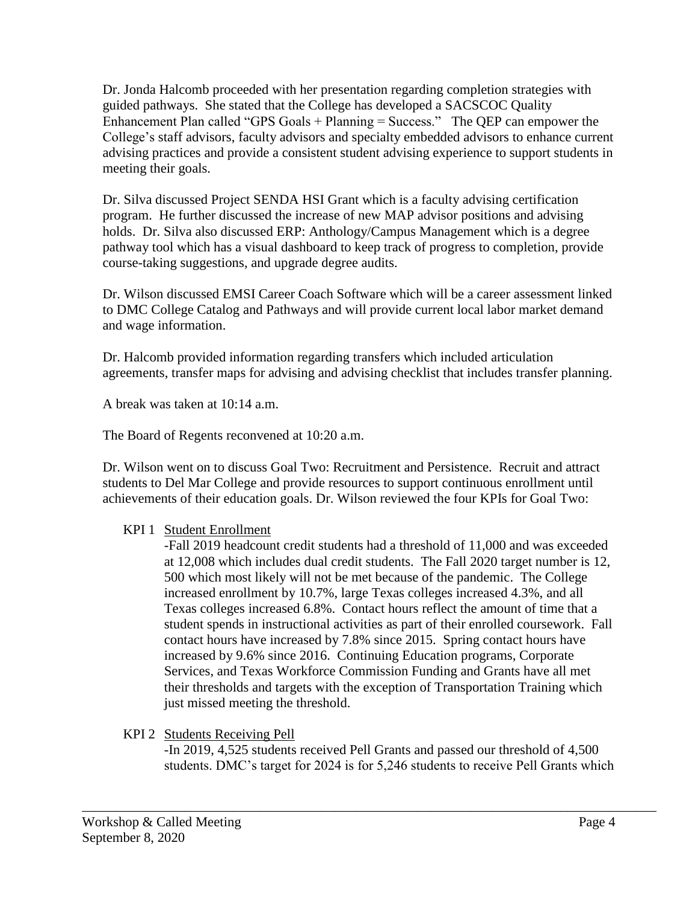Dr. Jonda Halcomb proceeded with her presentation regarding completion strategies with guided pathways. She stated that the College has developed a SACSCOC Quality Enhancement Plan called "GPS Goals + Planning = Success." The QEP can empower the College's staff advisors, faculty advisors and specialty embedded advisors to enhance current advising practices and provide a consistent student advising experience to support students in meeting their goals.

Dr. Silva discussed Project SENDA HSI Grant which is a faculty advising certification program. He further discussed the increase of new MAP advisor positions and advising holds. Dr. Silva also discussed ERP: Anthology/Campus Management which is a degree pathway tool which has a visual dashboard to keep track of progress to completion, provide course-taking suggestions, and upgrade degree audits.

Dr. Wilson discussed EMSI Career Coach Software which will be a career assessment linked to DMC College Catalog and Pathways and will provide current local labor market demand and wage information.

Dr. Halcomb provided information regarding transfers which included articulation agreements, transfer maps for advising and advising checklist that includes transfer planning.

A break was taken at 10:14 a.m.

The Board of Regents reconvened at 10:20 a.m.

Dr. Wilson went on to discuss Goal Two: Recruitment and Persistence. Recruit and attract students to Del Mar College and provide resources to support continuous enrollment until achievements of their education goals. Dr. Wilson reviewed the four KPIs for Goal Two:

KPI 1 Student Enrollment

-Fall 2019 headcount credit students had a threshold of 11,000 and was exceeded at 12,008 which includes dual credit students. The Fall 2020 target number is 12, 500 which most likely will not be met because of the pandemic. The College increased enrollment by 10.7%, large Texas colleges increased 4.3%, and all Texas colleges increased 6.8%. Contact hours reflect the amount of time that a student spends in instructional activities as part of their enrolled coursework. Fall contact hours have increased by 7.8% since 2015. Spring contact hours have increased by 9.6% since 2016. Continuing Education programs, Corporate Services, and Texas Workforce Commission Funding and Grants have all met their thresholds and targets with the exception of Transportation Training which just missed meeting the threshold.

KPI 2 Students Receiving Pell

-In 2019, 4,525 students received Pell Grants and passed our threshold of 4,500 students. DMC's target for 2024 is for 5,246 students to receive Pell Grants which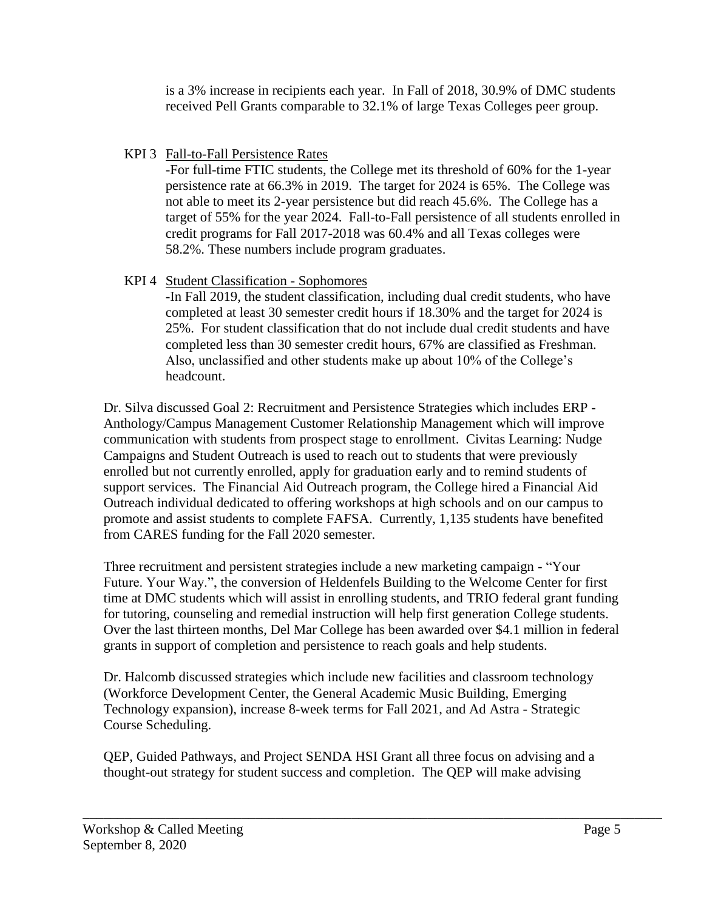is a 3% increase in recipients each year. In Fall of 2018, 30.9% of DMC students received Pell Grants comparable to 32.1% of large Texas Colleges peer group.

KPI 3 Fall-to-Fall Persistence Rates

-For full-time FTIC students, the College met its threshold of 60% for the 1-year persistence rate at 66.3% in 2019. The target for 2024 is 65%. The College was not able to meet its 2-year persistence but did reach 45.6%. The College has a target of 55% for the year 2024. Fall-to-Fall persistence of all students enrolled in credit programs for Fall 2017-2018 was 60.4% and all Texas colleges were 58.2%. These numbers include program graduates.

KPI 4 Student Classification - Sophomores

-In Fall 2019, the student classification, including dual credit students, who have completed at least 30 semester credit hours if 18.30% and the target for 2024 is 25%. For student classification that do not include dual credit students and have completed less than 30 semester credit hours, 67% are classified as Freshman. Also, unclassified and other students make up about 10% of the College's headcount.

Dr. Silva discussed Goal 2: Recruitment and Persistence Strategies which includes ERP - Anthology/Campus Management Customer Relationship Management which will improve communication with students from prospect stage to enrollment. Civitas Learning: Nudge Campaigns and Student Outreach is used to reach out to students that were previously enrolled but not currently enrolled, apply for graduation early and to remind students of support services. The Financial Aid Outreach program, the College hired a Financial Aid Outreach individual dedicated to offering workshops at high schools and on our campus to promote and assist students to complete FAFSA. Currently, 1,135 students have benefited from CARES funding for the Fall 2020 semester.

Three recruitment and persistent strategies include a new marketing campaign - "Your Future. Your Way.", the conversion of Heldenfels Building to the Welcome Center for first time at DMC students which will assist in enrolling students, and TRIO federal grant funding for tutoring, counseling and remedial instruction will help first generation College students. Over the last thirteen months, Del Mar College has been awarded over $4.1 million in federal grants in support of completion and persistence to reach goals and help students.

Dr. Halcomb discussed strategies which include new facilities and classroom technology (Workforce Development Center, the General Academic Music Building, Emerging Technology expansion), increase 8-week terms for Fall 2021, and Ad Astra - Strategic Course Scheduling.

QEP, Guided Pathways, and Project SENDA HSI Grant all three focus on advising and a thought-out strategy for student success and completion. The QEP will make advising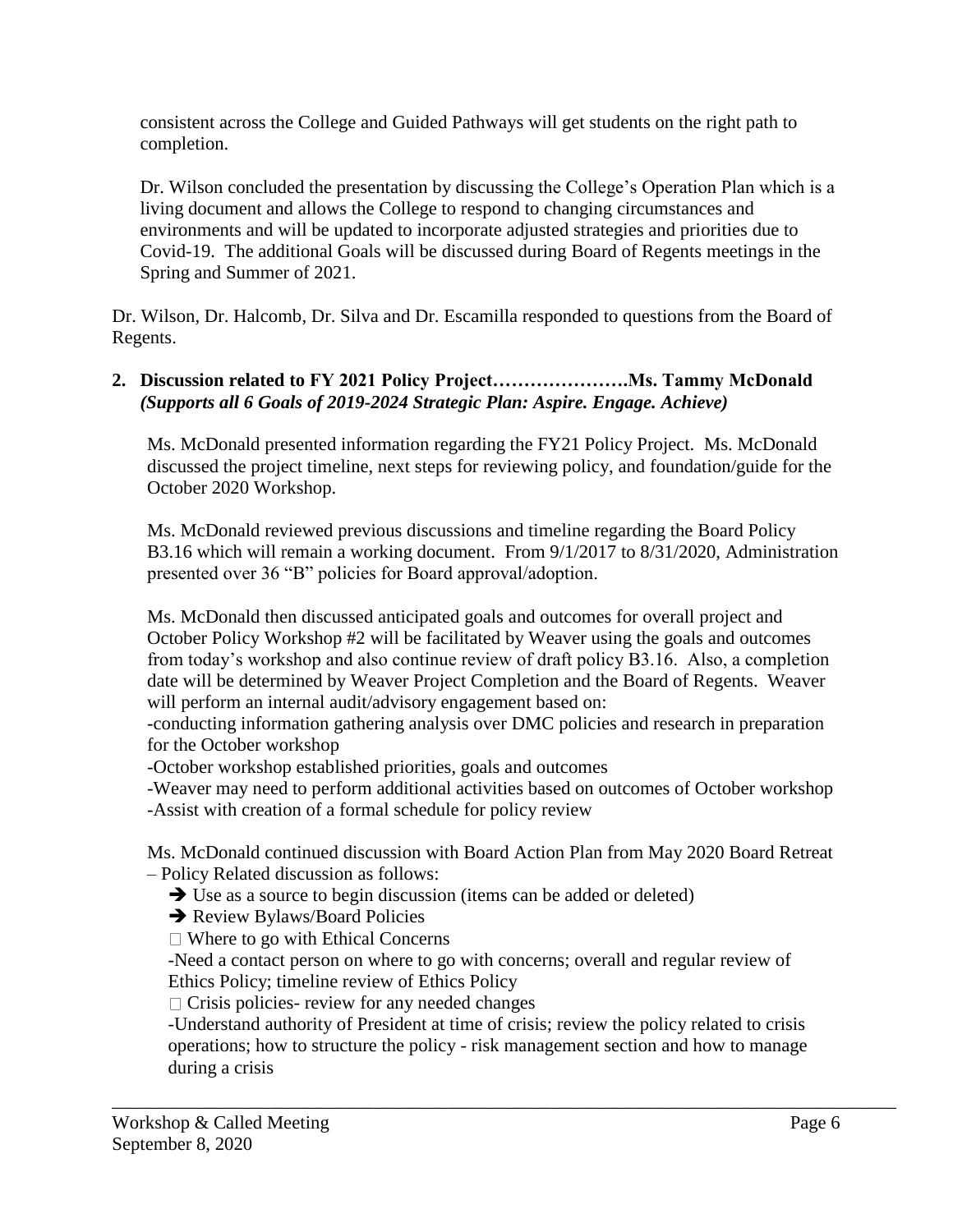consistent across the College and Guided Pathways will get students on the right path to completion.

Dr. Wilson concluded the presentation by discussing the College's Operation Plan which is a living document and allows the College to respond to changing circumstances and environments and will be updated to incorporate adjusted strategies and priorities due to Covid-19. The additional Goals will be discussed during Board of Regents meetings in the Spring and Summer of 2021.

Dr. Wilson, Dr. Halcomb, Dr. Silva and Dr. Escamilla responded to questions from the Board of Regents.

**2. Discussion related to FY 2021 Policy Project………………….Ms. Tammy McDonald**
***(Supports all 6 Goals of 2019-2024 Strategic Plan: Aspire. Engage. Achieve)***

Ms. McDonald presented information regarding the FY21 Policy Project. Ms. McDonald discussed the project timeline, next steps for reviewing policy, and foundation/guide for the October 2020 Workshop.

Ms. McDonald reviewed previous discussions and timeline regarding the Board Policy B3.16 which will remain a working document. From 9/1/2017 to 8/31/2020, Administration presented over 36 "B" policies for Board approval/adoption.

Ms. McDonald then discussed anticipated goals and outcomes for overall project and October Policy Workshop #2 will be facilitated by Weaver using the goals and outcomes from today's workshop and also continue review of draft policy B3.16. Also, a completion date will be determined by Weaver Project Completion and the Board of Regents. Weaver will perform an internal audit/advisory engagement based on:
-conducting information gathering analysis over DMC policies and research in preparation for the October workshop
-October workshop established priorities, goals and outcomes
-Weaver may need to perform additional activities based on outcomes of October workshop
-Assist with creation of a formal schedule for policy review

Ms. McDonald continued discussion with Board Action Plan from May 2020 Board Retreat – Policy Related discussion as follows:

➔ Use as a source to begin discussion (items can be added or deleted)
➔ Review Bylaws/Board Policies
□ Where to go with Ethical Concerns
-Need a contact person on where to go with concerns; overall and regular review of Ethics Policy; timeline review of Ethics Policy
□ Crisis policies- review for any needed changes
-Understand authority of President at time of crisis; review the policy related to crisis operations; how to structure the policy - risk management section and how to manage during a crisis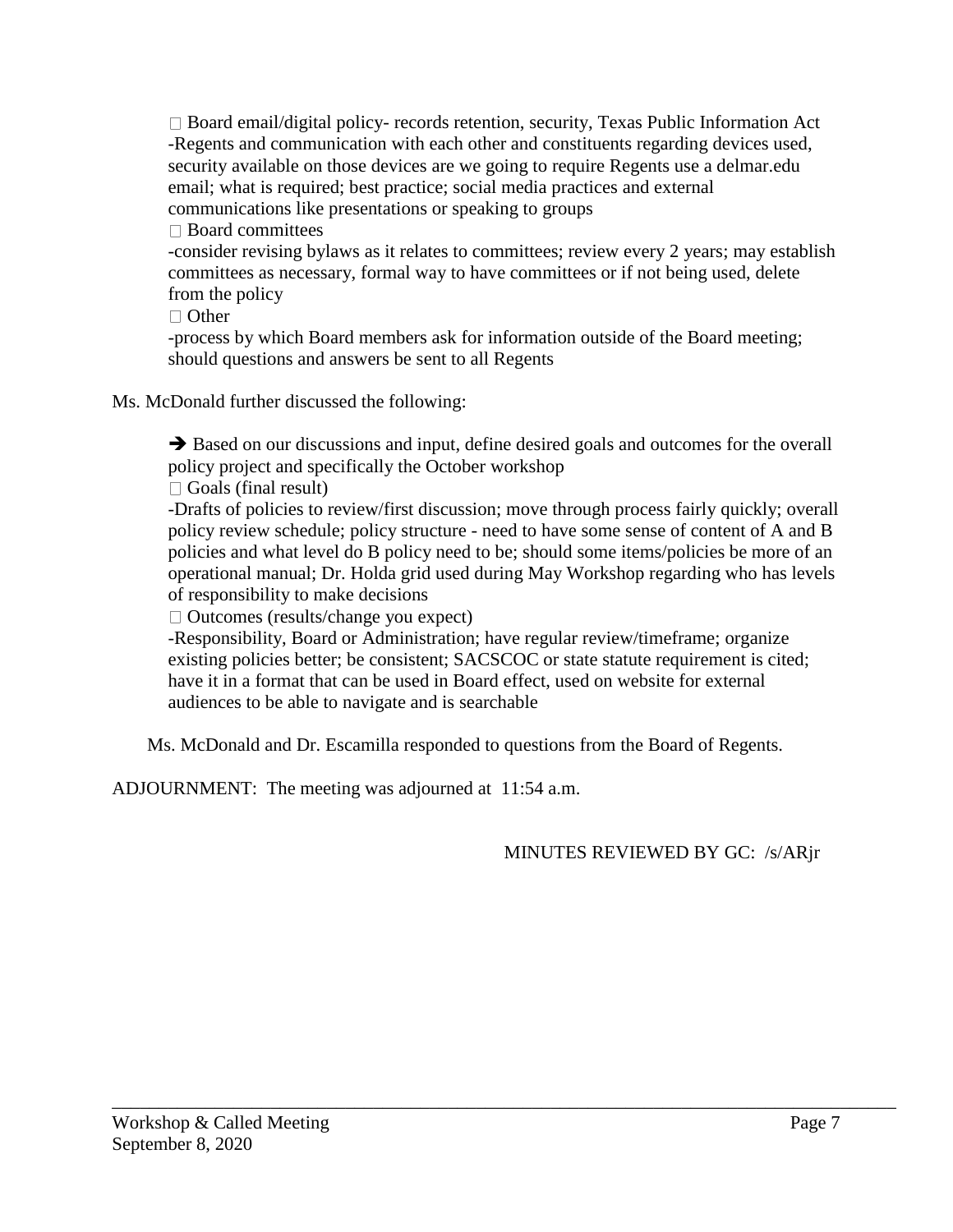- Board email/digital policy- records retention, security, Texas Public Information Act
  -Regents and communication with each other and constituents regarding devices used, security available on those devices are we going to require Regents use a delmar.edu email; what is required; best practice; social media practices and external communications like presentations or speaking to groups
- Board committees
  -consider revising bylaws as it relates to committees; review every 2 years; may establish committees as necessary, formal way to have committees or if not being used, delete from the policy
- Other
  -process by which Board members ask for information outside of the Board meeting; should questions and answers be sent to all Regents

Ms. McDonald further discussed the following:

➔ Based on our discussions and input, define desired goals and outcomes for the overall policy project and specifically the October workshop

- Goals (final result)
  -Drafts of policies to review/first discussion; move through process fairly quickly; overall policy review schedule; policy structure - need to have some sense of content of A and B policies and what level do B policy need to be; should some items/policies be more of an operational manual; Dr. Holda grid used during May Workshop regarding who has levels of responsibility to make decisions
- Outcomes (results/change you expect)
  -Responsibility, Board or Administration; have regular review/timeframe; organize existing policies better; be consistent; SACSCOC or state statute requirement is cited; have it in a format that can be used in Board effect, used on website for external audiences to be able to navigate and is searchable

Ms. McDonald and Dr. Escamilla responded to questions from the Board of Regents.

ADJOURNMENT: The meeting was adjourned at 11:54 a.m.

MINUTES REVIEWED BY GC: /s/ARjr